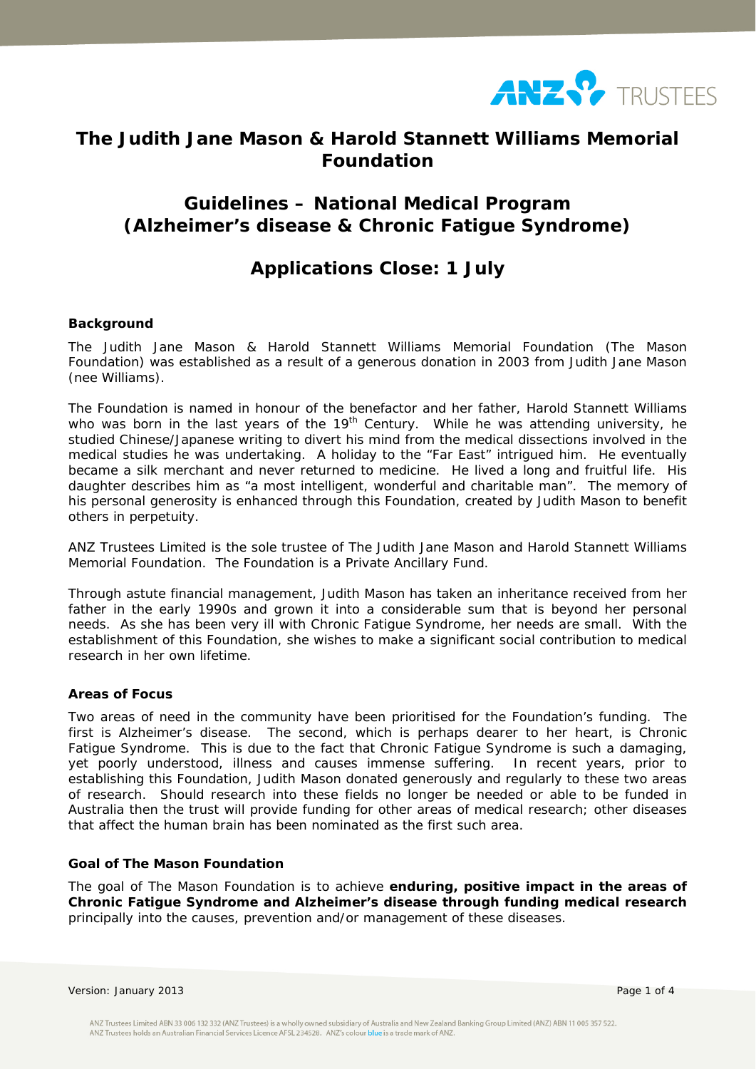# The Judith Jane Mason & Harold Stannett Williams Memorial Foundation

## Guidelines – National Medical Program (Alzheimer's disease & Chronic Fatigue Syndrome)

## Applications Close: 1 July

### Background

The Judith Jane Mason & Harold Stannett Williams Memorial Foundation (The Mason Foundation) was established as a result of a generous donation in 2003 from Judith Jane Mason (nee Williams).

The Foundation is named in honour of the benefactor and her father, Harold Stannett Williams who was born in the last years of the 19th Century. While he was attending university, he studied Chinese/Japanese writing to divert his mind from the medical dissections involved in the medical studies he was undertaking. A holiday to the "Far East" intrigued him. He eventually became a silk merchant and never returned to medicine. He lived a long and fruitful life. His daughter describes him as "a most intelligent, wonderful and charitable man". The memory of his personal generosity is enhanced through this Foundation, created by Judith Mason to benefit others in perpetuity.

ANZ Trustees Limited is the sole trustee of The Judith Jane Mason and Harold Stannett Williams Memorial Foundation. The Foundation is a Private Ancillary Fund.

Through astute financial management, Judith Mason has taken an inheritance received from her father in the early 1990s and grown it into a considerable sum that is beyond her personal needs. As she has been very ill with Chronic Fatigue Syndrome, her needs are small. With the establishment of this Foundation, she wishes to make a significant social contribution to medical research in her own lifetime.

### Areas of Focus

Two areas of need in the community have been prioritised for the Foundation's funding. The first is Alzheimer's disease. The second, which is perhaps dearer to her heart, is Chronic Fatigue Syndrome. This is due to the fact that Chronic Fatigue Syndrome is such a damaging, yet poorly understood, illness and causes immense suffering. In recent years, prior to establishing this Foundation, Judith Mason donated generously and regularly to these two areas of research. Should research into these fields no longer be needed or able to be funded in Australia then the trust will provide funding for other areas of medical research; other diseases that affect the human brain has been nominated as the first such area.

### Goal of The Mason Foundation

The goal of The Mason Foundation is to achieve **enduring, positive impact in the areas of Chronic Fatigue Syndrome and Alzheimer's disease through funding medical research** principally into the causes, prevention and/or management of these diseases.

Version: January 2013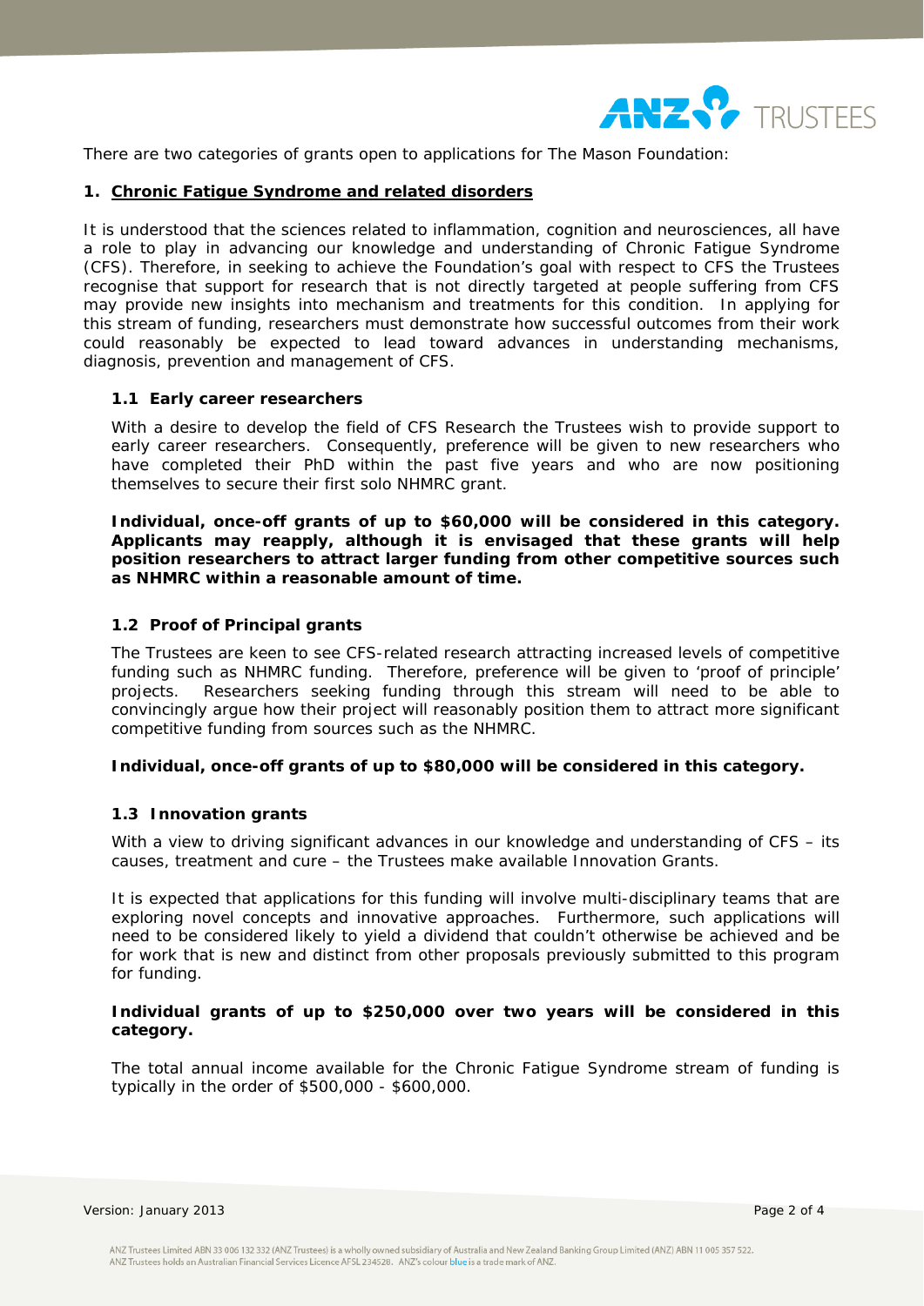There are two categories of grants open to applications for The Mason Foundation:

## 1. Chronic Fatigue Syndrome and related disorders

It is understood that the sciences related to inflammation, cognition and neurosciences, all have a role to play in advancing our knowledge and understanding of Chronic Fatigue Syndrome (CFS). Therefore, in seeking to achieve the Foundation's goal with respect to CFS the Trustees recognise that support for research that is not directly targeted at people suffering from CFS may provide new insights into mechanism and treatments for this condition. In applying for this stream of funding, researchers must demonstrate how successful outcomes from their work could reasonably be expected to lead toward advances in understanding mechanisms, diagnosis, prevention and management of CFS.

### 1.1 Early career researchers

With a desire to develop the field of CFS Research the Trustees wish to provide support to early career researchers. Consequently, preference will be given to new researchers who have completed their PhD within the past five years and who are now positioning themselves to secure their first solo NHMRC grant.

**Individual, once-off grants of up to $60,000 will be considered in this category. Applicants may reapply, although it is envisaged that these grants will help position researchers to attract larger funding from other competitive sources such as NHMRC within a reasonable amount of time.**

### 1.2 Proof of Principal grants

The Trustees are keen to see CFS-related research attracting increased levels of competitive funding such as NHMRC funding. Therefore, preference will be given to 'proof of principle' projects. Researchers seeking funding through this stream will need to be able to convincingly argue how their project will reasonably position them to attract more significant competitive funding from sources such as the NHMRC.

**Individual, once-off grants of up to $80,000 will be considered in this category.**

### 1.3 Innovation grants

With a view to driving significant advances in our knowledge and understanding of CFS – its causes, treatment and cure – the Trustees make available Innovation Grants.

It is expected that applications for this funding will involve multi-disciplinary teams that are exploring novel concepts and innovative approaches. Furthermore, such applications will need to be considered likely to yield a dividend that couldn't otherwise be achieved and be for work that is new and distinct from other proposals previously submitted to this program for funding.

**Individual grants of up to $250,000 over two years will be considered in this category.**

The total annual income available for the Chronic Fatigue Syndrome stream of funding is typically in the order of $500,000 - $600,000.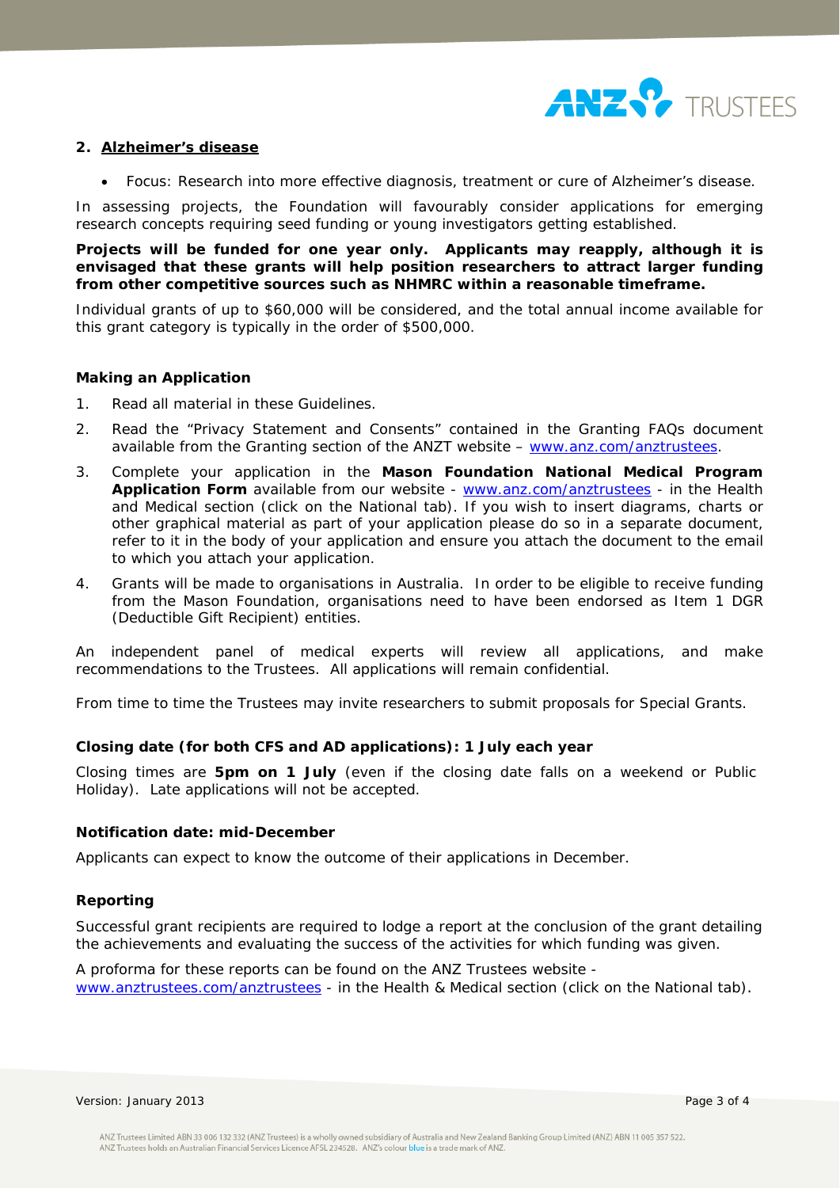## 2. Alzheimer's disease

- Focus: Research into more effective diagnosis, treatment or cure of Alzheimer's disease.

In assessing projects, the Foundation will favourably consider applications for emerging research concepts requiring seed funding or young investigators getting established.

**Projects will be funded for one year only. Applicants may reapply, although it is envisaged that these grants will help position researchers to attract larger funding from other competitive sources such as NHMRC within a reasonable timeframe.**

Individual grants of up to $60,000 will be considered, and the total annual income available for this grant category is typically in the order of $500,000.

### Making an Application

1. Read all material in these Guidelines.
2. Read the "Privacy Statement and Consents" contained in the Granting FAQs document available from the Granting section of the ANZT website – www.anz.com/anztrustees.
3. Complete your application in the **Mason Foundation National Medical Program Application Form** available from our website - www.anz.com/anztrustees - in the Health and Medical section (click on the National tab). If you wish to insert diagrams, charts or other graphical material as part of your application please do so in a separate document, refer to it in the body of your application and ensure you attach the document to the email to which you attach your application.
4. Grants will be made to organisations in Australia. In order to be eligible to receive funding from the Mason Foundation, organisations need to have been endorsed as Item 1 DGR (Deductible Gift Recipient) entities.

An independent panel of medical experts will review all applications, and make recommendations to the Trustees. All applications will remain confidential.

From time to time the Trustees may invite researchers to submit proposals for Special Grants.

### Closing date (for both CFS and AD applications): 1 July each year

Closing times are **5pm on 1 July** (even if the closing date falls on a weekend or Public Holiday). Late applications will not be accepted.

### Notification date: mid-December

Applicants can expect to know the outcome of their applications in December.

### Reporting

Successful grant recipients are required to lodge a report at the conclusion of the grant detailing the achievements and evaluating the success of the activities for which funding was given.

A proforma for these reports can be found on the ANZ Trustees website - www.anztrustees.com/anztrustees - in the Health & Medical section (click on the National tab).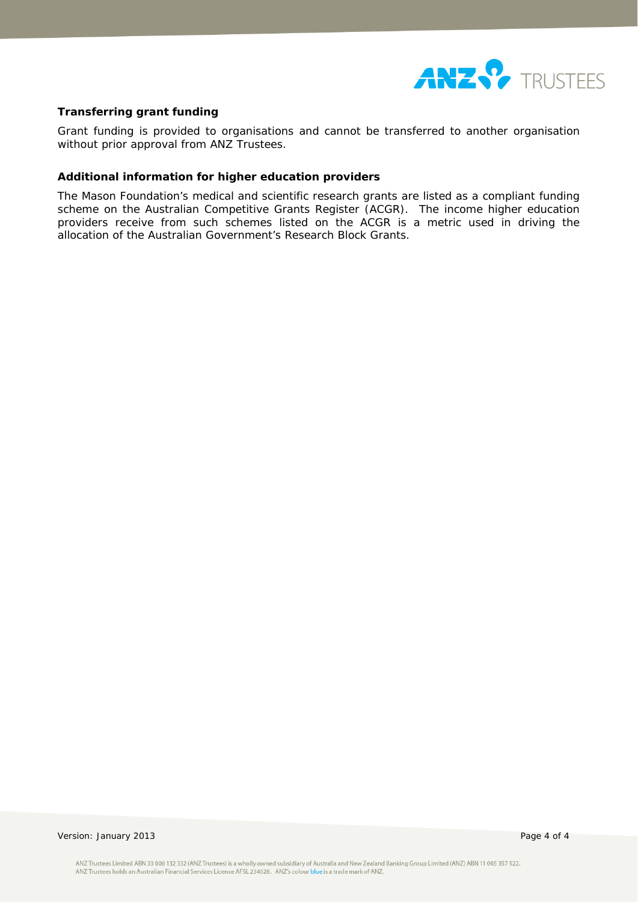### Transferring grant funding

Grant funding is provided to organisations and cannot be transferred to another organisation without prior approval from ANZ Trustees.

### Additional information for higher education providers

The Mason Foundation's medical and scientific research grants are listed as a compliant funding scheme on the Australian Competitive Grants Register (ACGR). The income higher education providers receive from such schemes listed on the ACGR is a metric used in driving the allocation of the Australian Government's Research Block Grants.